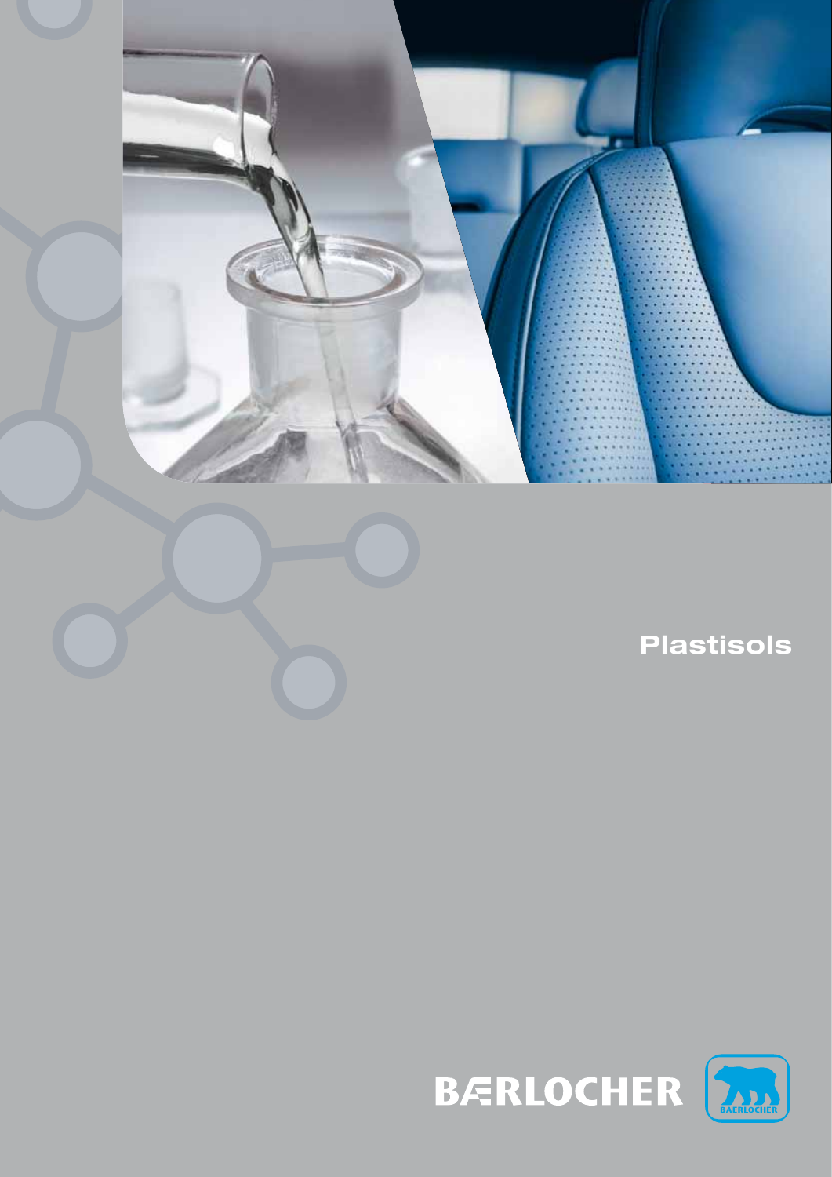# Plastisols

BÆRLOCHER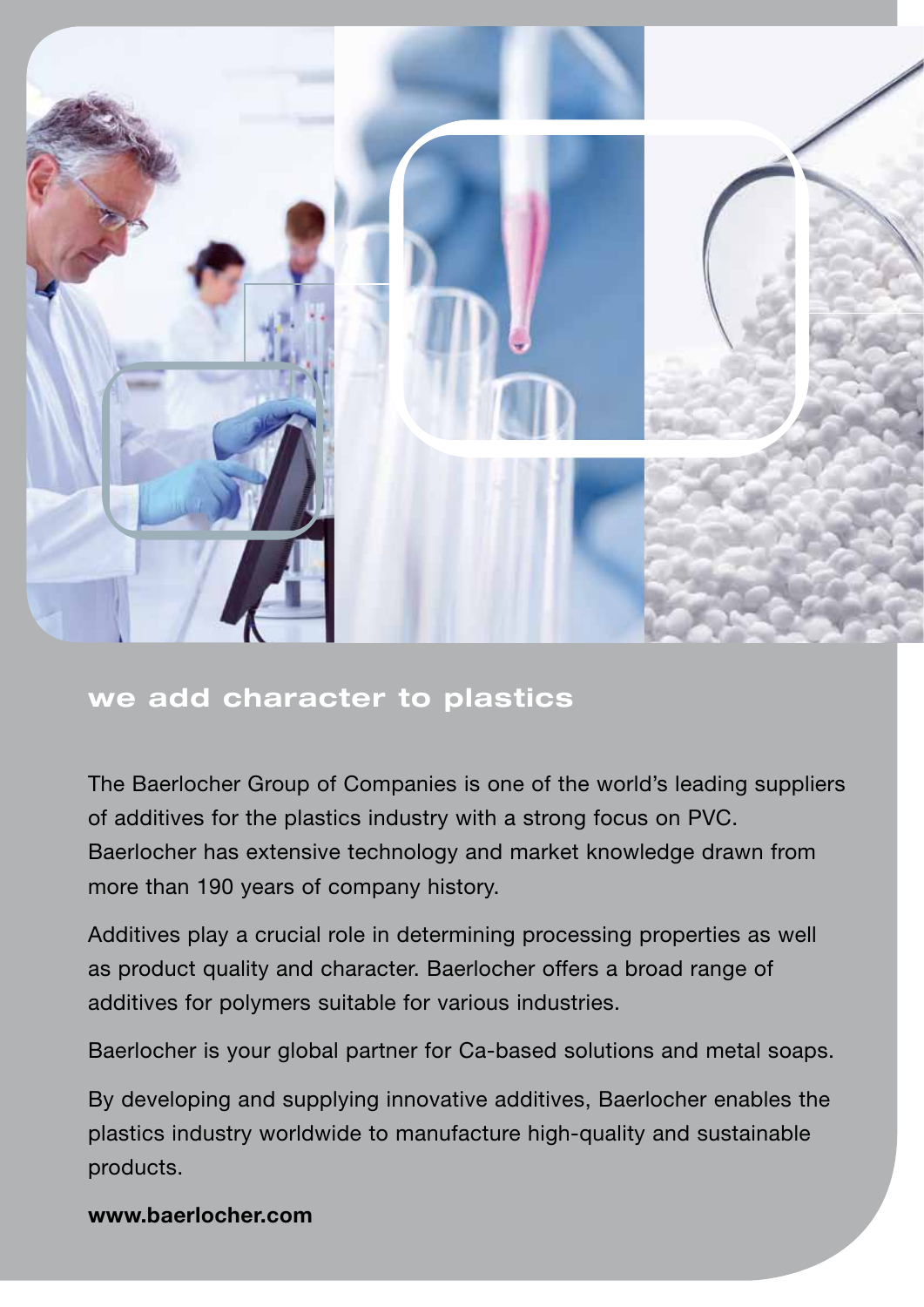## we add character to plastics

The Baerlocher Group of Companies is one of the world's leading suppliers of additives for the plastics industry with a strong focus on PVC. Baerlocher has extensive technology and market knowledge drawn from more than 190 years of company history.

Additives play a crucial role in determining processing properties as well as product quality and character. Baerlocher offers a broad range of additives for polymers suitable for various industries.

Baerlocher is your global partner for Ca-based solutions and metal soaps.

By developing and supplying innovative additives, Baerlocher enables the plastics industry worldwide to manufacture high-quality and sustainable products.

**www.baerlocher.com**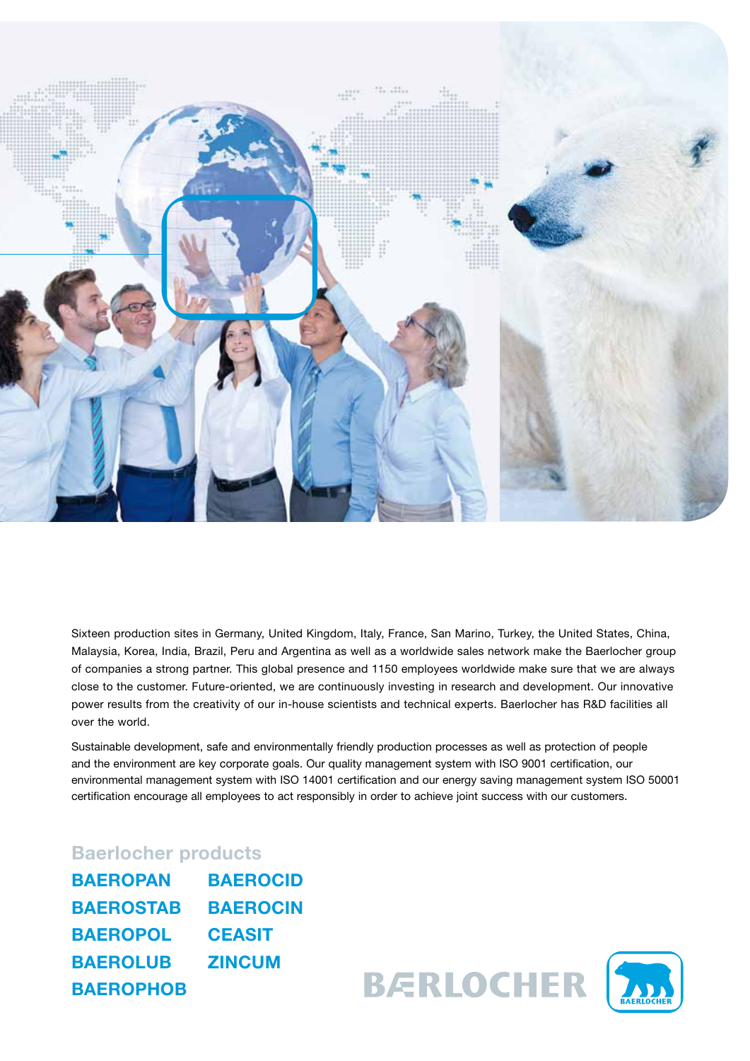Sixteen production sites in Germany, United Kingdom, Italy, France, San Marino, Turkey, the United States, China, Malaysia, Korea, India, Brazil, Peru and Argentina as well as a worldwide sales network make the Baerlocher group of companies a strong partner. This global presence and 1150 employees worldwide make sure that we are always close to the customer. Future-oriented, we are continuously investing in research and development. Our innovative power results from the creativity of our in-house scientists and technical experts. Baerlocher has R&D facilities all over the world.

Sustainable development, safe and environmentally friendly production processes as well as protection of people and the environment are key corporate goals. Our quality management system with ISO 9001 certification, our environmental management system with ISO 14001 certification and our energy saving management system ISO 50001 certification encourage all employees to act responsibly in order to achieve joint success with our customers.

## Baerlocher products

**BAEROPAN**
**BAEROSTAB**
**BAEROPOL**
**BAEROLUB**
**BAEROPHOB**
**BAEROCID**
**BAEROCIN**
**CEASIT**
**ZINCUM**

BÆRLOCHER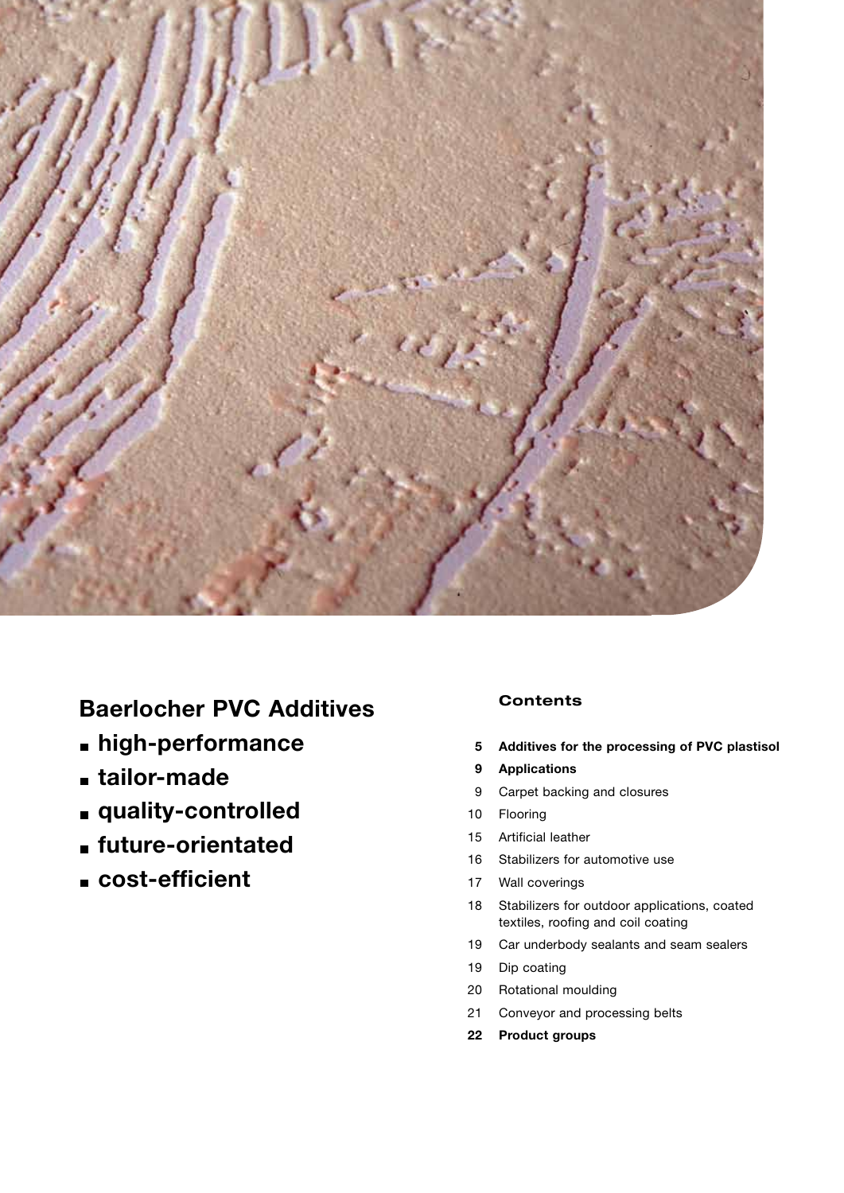## Baerlocher PVC Additives

- **high-performance**
- **tailor-made**
- **quality-controlled**
- **future-orientated**
- **cost-efficient**

### Contents

| | |
|---|---|
| **5** | **Additives for the processing of PVC plastisol** |
| **9** | **Applications** |
| 9 | Carpet backing and closures |
| 10 | Flooring |
| 15 | Artificial leather |
| 16 | Stabilizers for automotive use |
| 17 | Wall coverings |
| 18 | Stabilizers for outdoor applications, coated textiles, roofing and coil coating |
| 19 | Car underbody sealants and seam sealers |
| 19 | Dip coating |
| 20 | Rotational moulding |
| 21 | Conveyor and processing belts |
| **22** | **Product groups** |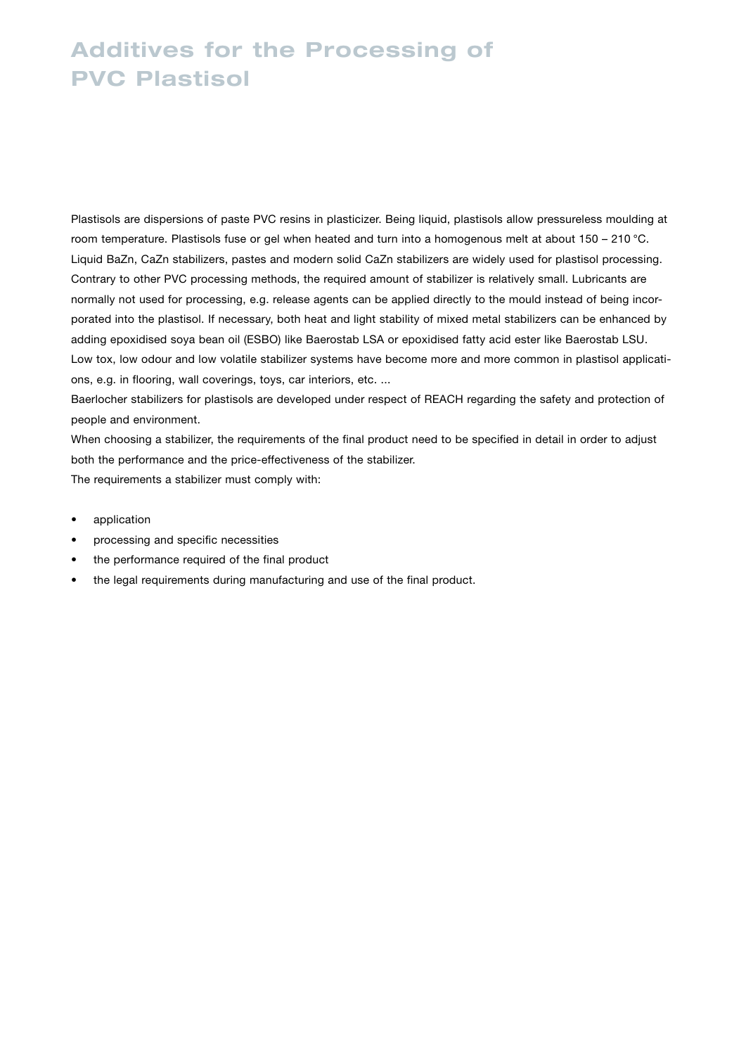# Additives for the Processing of PVC Plastisol

Plastisols are dispersions of paste PVC resins in plasticizer. Being liquid, plastisols allow pressureless moulding at room temperature. Plastisols fuse or gel when heated and turn into a homogenous melt at about 150 – 210 °C. Liquid BaZn, CaZn stabilizers, pastes and modern solid CaZn stabilizers are widely used for plastisol processing. Contrary to other PVC processing methods, the required amount of stabilizer is relatively small. Lubricants are normally not used for processing, e.g. release agents can be applied directly to the mould instead of being incorporated into the plastisol. If necessary, both heat and light stability of mixed metal stabilizers can be enhanced by adding epoxidised soya bean oil (ESBO) like Baerostab LSA or epoxidised fatty acid ester like Baerostab LSU. Low tox, low odour and low volatile stabilizer systems have become more and more common in plastisol applications, e.g. in flooring, wall coverings, toys, car interiors, etc. ...

Baerlocher stabilizers for plastisols are developed under respect of REACH regarding the safety and protection of people and environment.

When choosing a stabilizer, the requirements of the final product need to be specified in detail in order to adjust both the performance and the price-effectiveness of the stabilizer.

The requirements a stabilizer must comply with:

- application
- processing and specific necessities
- the performance required of the final product
- the legal requirements during manufacturing and use of the final product.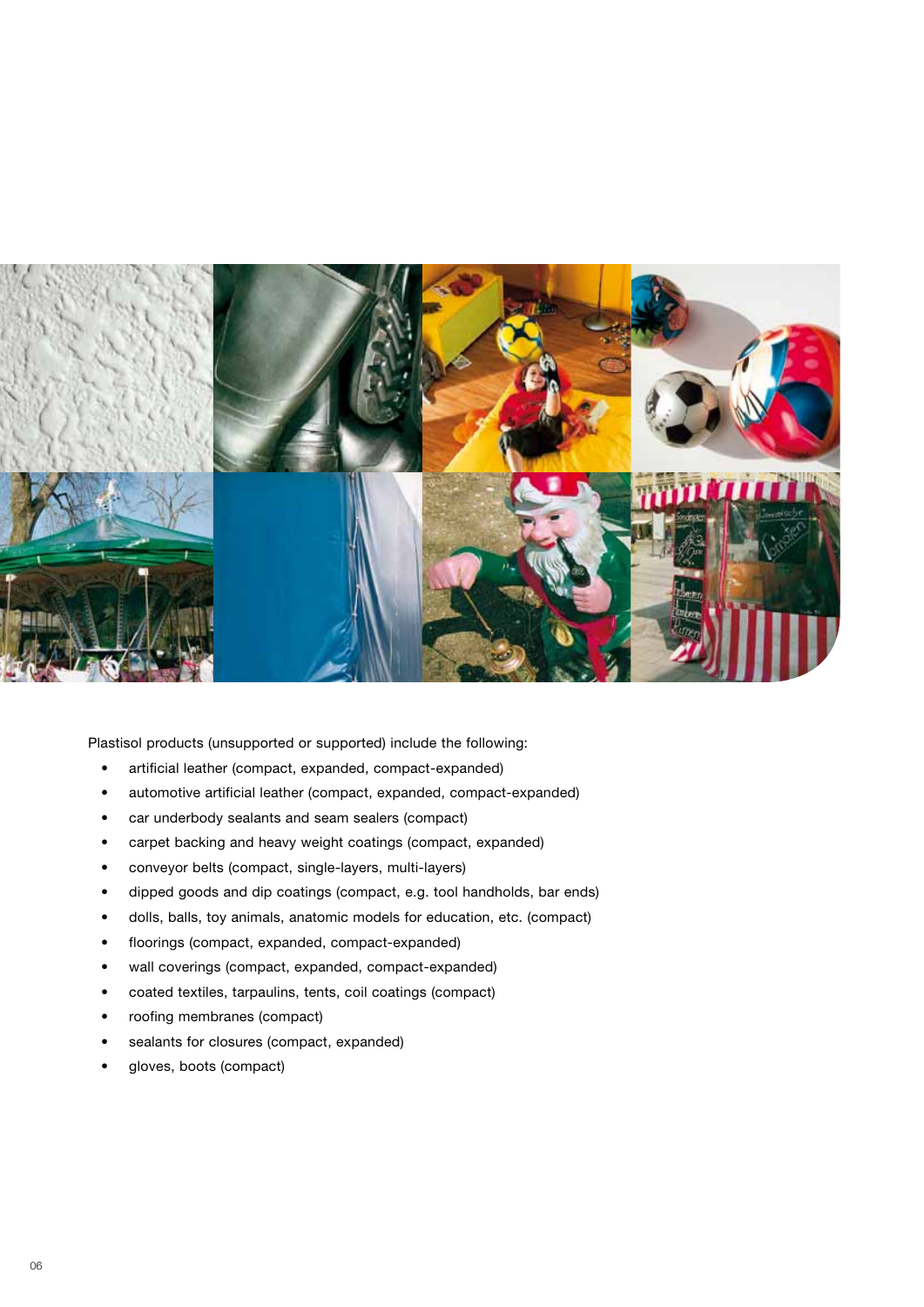Plastisol products (unsupported or supported) include the following:

- artificial leather (compact, expanded, compact-expanded)
- automotive artificial leather (compact, expanded, compact-expanded)
- car underbody sealants and seam sealers (compact)
- carpet backing and heavy weight coatings (compact, expanded)
- conveyor belts (compact, single-layers, multi-layers)
- dipped goods and dip coatings (compact, e.g. tool handholds, bar ends)
- dolls, balls, toy animals, anatomic models for education, etc. (compact)
- floorings (compact, expanded, compact-expanded)
- wall coverings (compact, expanded, compact-expanded)
- coated textiles, tarpaulins, tents, coil coatings (compact)
- roofing membranes (compact)
- sealants for closures (compact, expanded)
- gloves, boots (compact)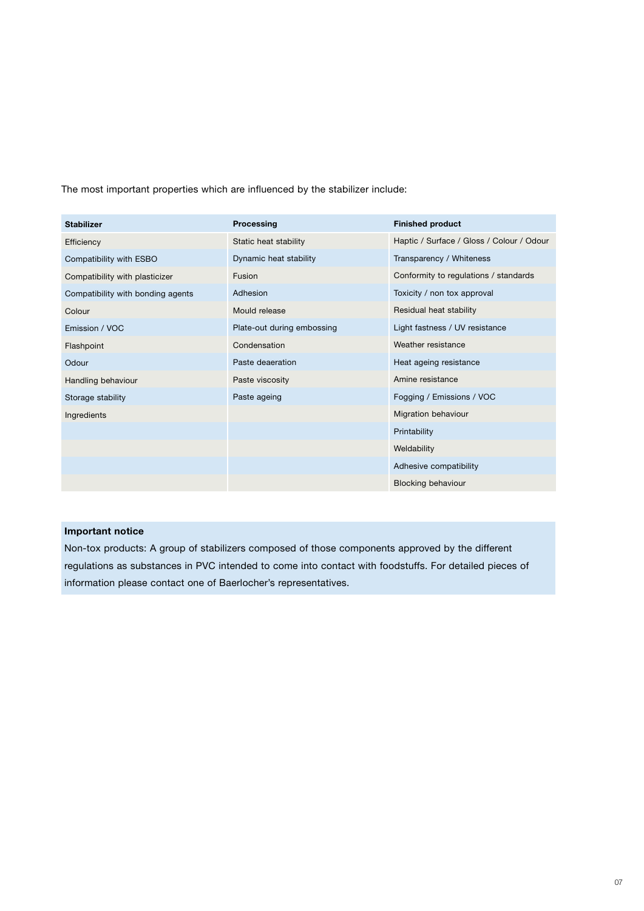The most important properties which are influenced by the stabilizer include:

| Stabilizer | Processing | Finished product |
|---|---|---|
| Efficiency | Static heat stability | Haptic / Surface / Gloss / Colour / Odour |
| Compatibility with ESBO | Dynamic heat stability | Transparency / Whiteness |
| Compatibility with plasticizer | Fusion | Conformity to regulations / standards |
| Compatibility with bonding agents | Adhesion | Toxicity / non tox approval |
| Colour | Mould release | Residual heat stability |
| Emission / VOC | Plate-out during embossing | Light fastness / UV resistance |
| Flashpoint | Condensation | Weather resistance |
| Odour | Paste deaeration | Heat ageing resistance |
| Handling behaviour | Paste viscosity | Amine resistance |
| Storage stability | Paste ageing | Fogging / Emissions / VOC |
| Ingredients | | Migration behaviour |
| | | Printability |
| | | Weldability |
| | | Adhesive compatibility |
| | | Blocking behaviour |

**Important notice**

Non-tox products: A group of stabilizers composed of those components approved by the different regulations as substances in PVC intended to come into contact with foodstuffs. For detailed pieces of information please contact one of Baerlocher's representatives.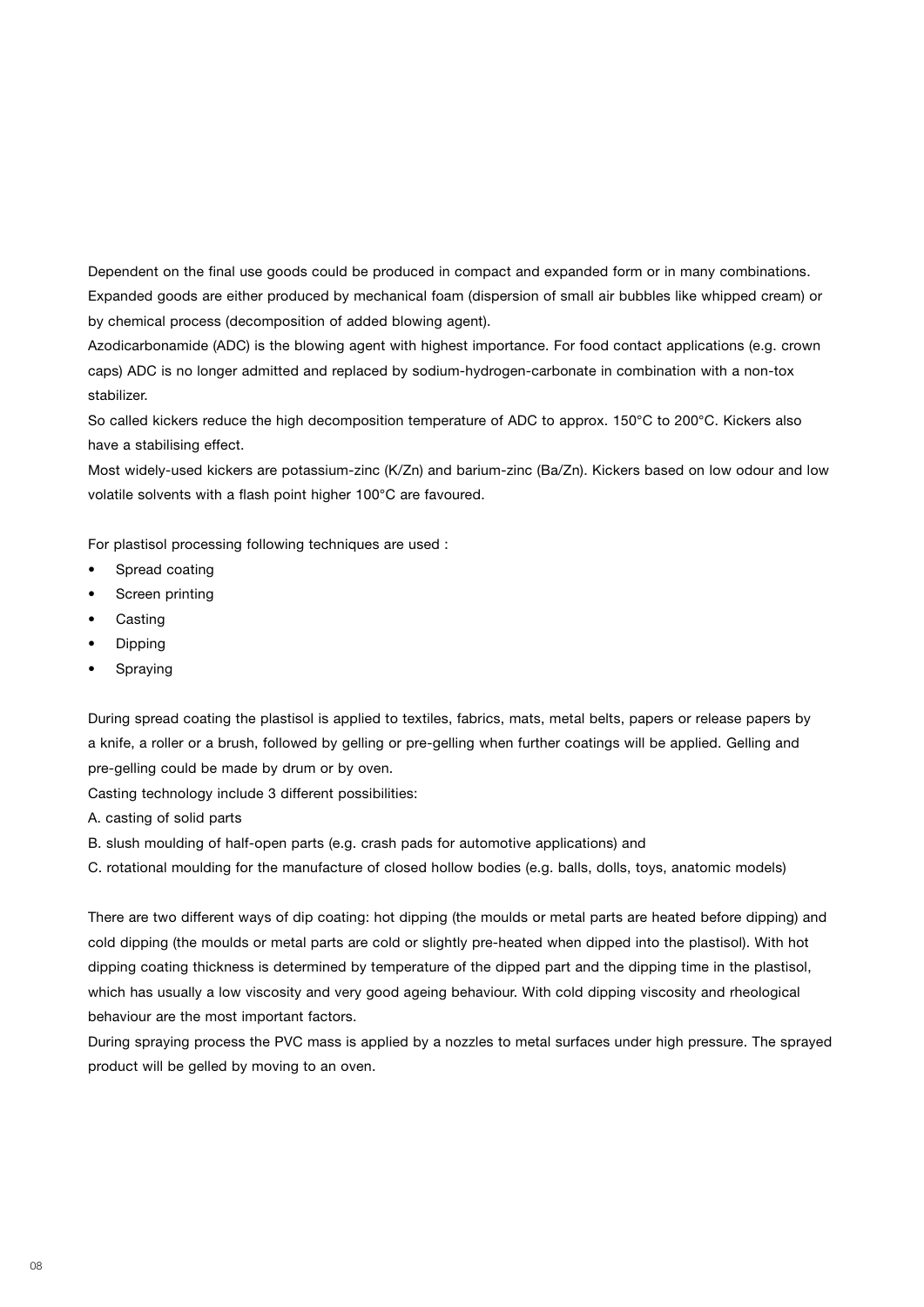Dependent on the final use goods could be produced in compact and expanded form or in many combinations. Expanded goods are either produced by mechanical foam (dispersion of small air bubbles like whipped cream) or by chemical process (decomposition of added blowing agent).
Azodicarbonamide (ADC) is the blowing agent with highest importance. For food contact applications (e.g. crown caps) ADC is no longer admitted and replaced by sodium-hydrogen-carbonate in combination with a non-tox stabilizer.
So called kickers reduce the high decomposition temperature of ADC to approx. 150°C to 200°C. Kickers also have a stabilising effect.
Most widely-used kickers are potassium-zinc (K/Zn) and barium-zinc (Ba/Zn). Kickers based on low odour and low volatile solvents with a flash point higher 100°C are favoured.

For plastisol processing following techniques are used :

- Spread coating
- Screen printing
- Casting
- Dipping
- Spraying

During spread coating the plastisol is applied to textiles, fabrics, mats, metal belts, papers or release papers by a knife, a roller or a brush, followed by gelling or pre-gelling when further coatings will be applied. Gelling and pre-gelling could be made by drum or by oven.
Casting technology include 3 different possibilities:
A. casting of solid parts
B. slush moulding of half-open parts (e.g. crash pads for automotive applications) and
C. rotational moulding for the manufacture of closed hollow bodies (e.g. balls, dolls, toys, anatomic models)

There are two different ways of dip coating: hot dipping (the moulds or metal parts are heated before dipping) and cold dipping (the moulds or metal parts are cold or slightly pre-heated when dipped into the plastisol). With hot dipping coating thickness is determined by temperature of the dipped part and the dipping time in the plastisol, which has usually a low viscosity and very good ageing behaviour. With cold dipping viscosity and rheological behaviour are the most important factors.
During spraying process the PVC mass is applied by a nozzles to metal surfaces under high pressure. The sprayed product will be gelled by moving to an oven.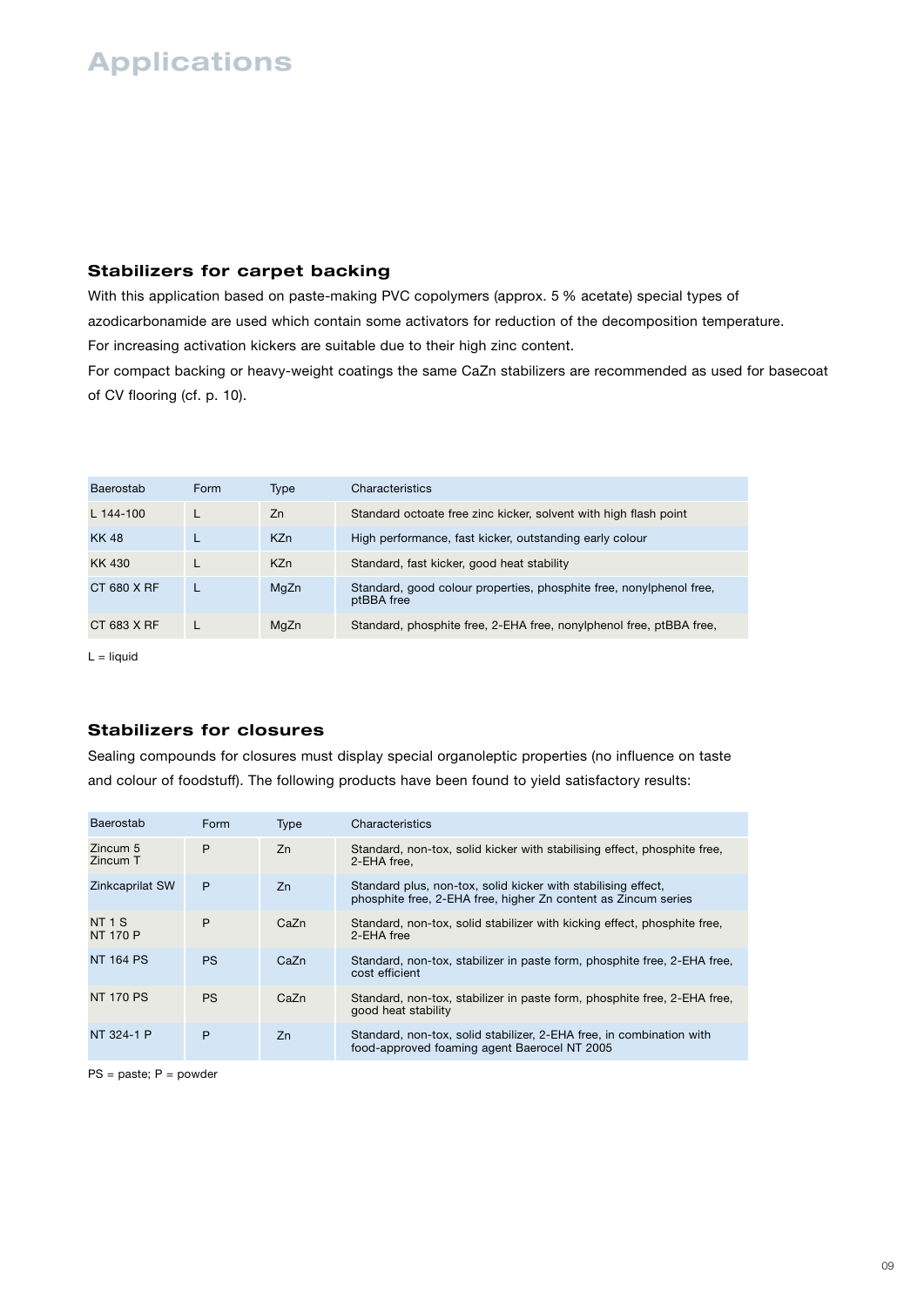# Applications

## Stabilizers for carpet backing

With this application based on paste-making PVC copolymers (approx. 5 % acetate) special types of azodicarbonamide are used which contain some activators for reduction of the decomposition temperature. For increasing activation kickers are suitable due to their high zinc content.

For compact backing or heavy-weight coatings the same CaZn stabilizers are recommended as used for basecoat of CV flooring (cf. p. 10).

| Baerostab | Form | Type | Characteristics |
|---|---|---|---|
| L 144-100 | L | Zn | Standard octoate free zinc kicker, solvent with high flash point |
| KK 48 | L | KZn | High performance, fast kicker, outstanding early colour |
| KK 430 | L | KZn | Standard, fast kicker, good heat stability |
| CT 680 X RF | L | MgZn | Standard, good colour properties, phosphite free, nonylphenol free, ptBBA free |
| CT 683 X RF | L | MgZn | Standard, phosphite free, 2-EHA free, nonylphenol free, ptBBA free, |

L = liquid

## Stabilizers for closures

Sealing compounds for closures must display special organoleptic properties (no influence on taste and colour of foodstuff). The following products have been found to yield satisfactory results:

| Baerostab | Form | Type | Characteristics |
|---|---|---|---|
| Zincum 5<br>Zincum T | P | Zn | Standard, non-tox, solid kicker with stabilising effect, phosphite free, 2-EHA free, |
| Zinkcaprilat SW | P | Zn | Standard plus, non-tox, solid kicker with stabilising effect, phosphite free, 2-EHA free, higher Zn content as Zincum series |
| NT 1 S<br>NT 170 P | P | CaZn | Standard, non-tox, solid stabilizer with kicking effect, phosphite free, 2-EHA free |
| NT 164 PS | PS | CaZn | Standard, non-tox, stabilizer in paste form, phosphite free, 2-EHA free, cost efficient |
| NT 170 PS | PS | CaZn | Standard, non-tox, stabilizer in paste form, phosphite free, 2-EHA free, good heat stability |
| NT 324-1 P | P | Zn | Standard, non-tox, solid stabilizer, 2-EHA free, in combination with food-approved foaming agent Baerocel NT 2005 |

PS = paste; P = powder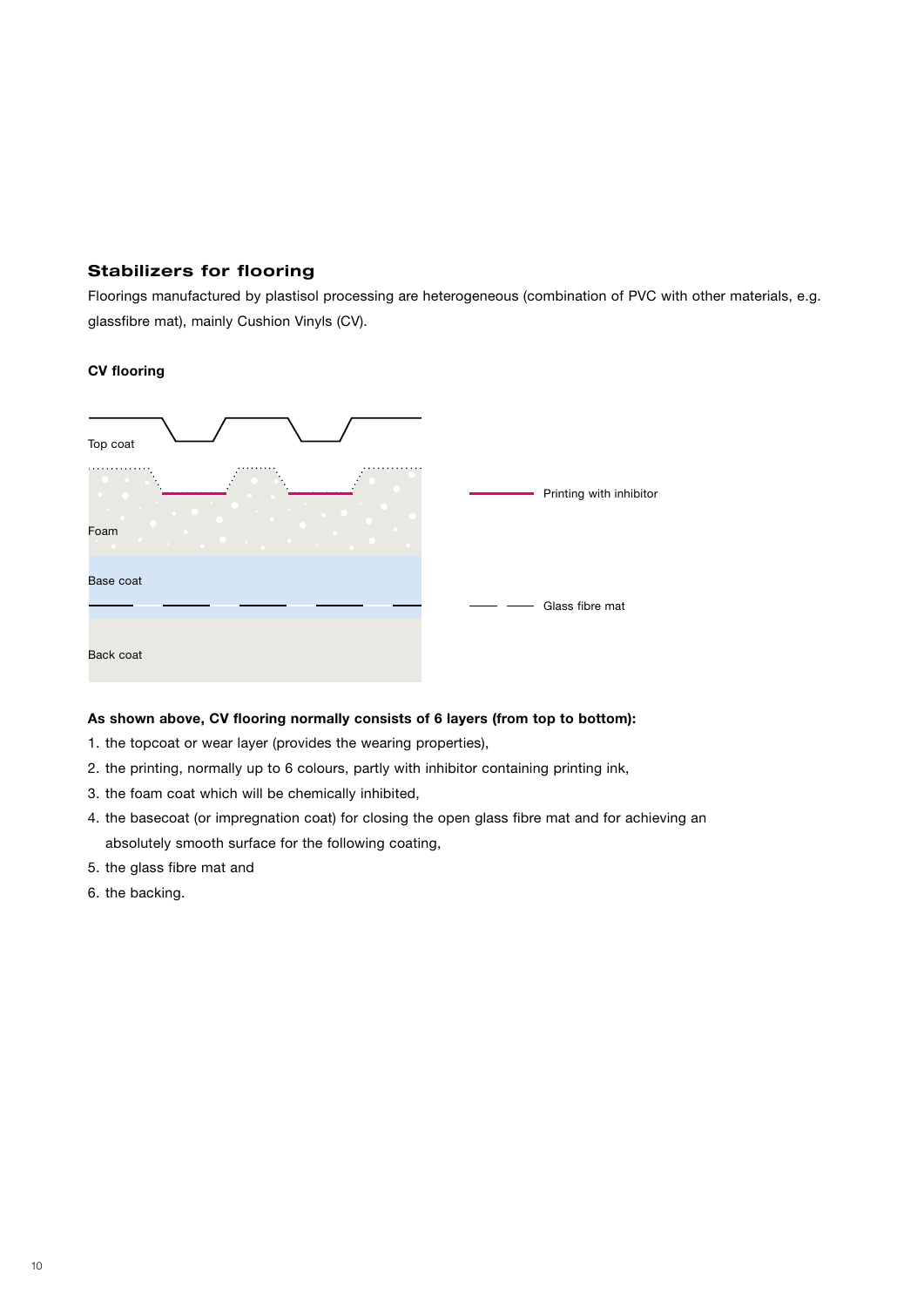## Stabilizers for flooring

Floorings manufactured by plastisol processing are heterogeneous (combination of PVC with other materials, e.g. glassfibre mat), mainly Cushion Vinyls (CV).

**CV flooring**

Top coat

Foam

Base coat

Back coat

Printing with inhibitor

Glass fibre mat

**As shown above, CV flooring normally consists of 6 layers (from top to bottom):**

1. the topcoat or wear layer (provides the wearing properties),
2. the printing, normally up to 6 colours, partly with inhibitor containing printing ink,
3. the foam coat which will be chemically inhibited,
4. the basecoat (or impregnation coat) for closing the open glass fibre mat and for achieving an absolutely smooth surface for the following coating,
5. the glass fibre mat and
6. the backing.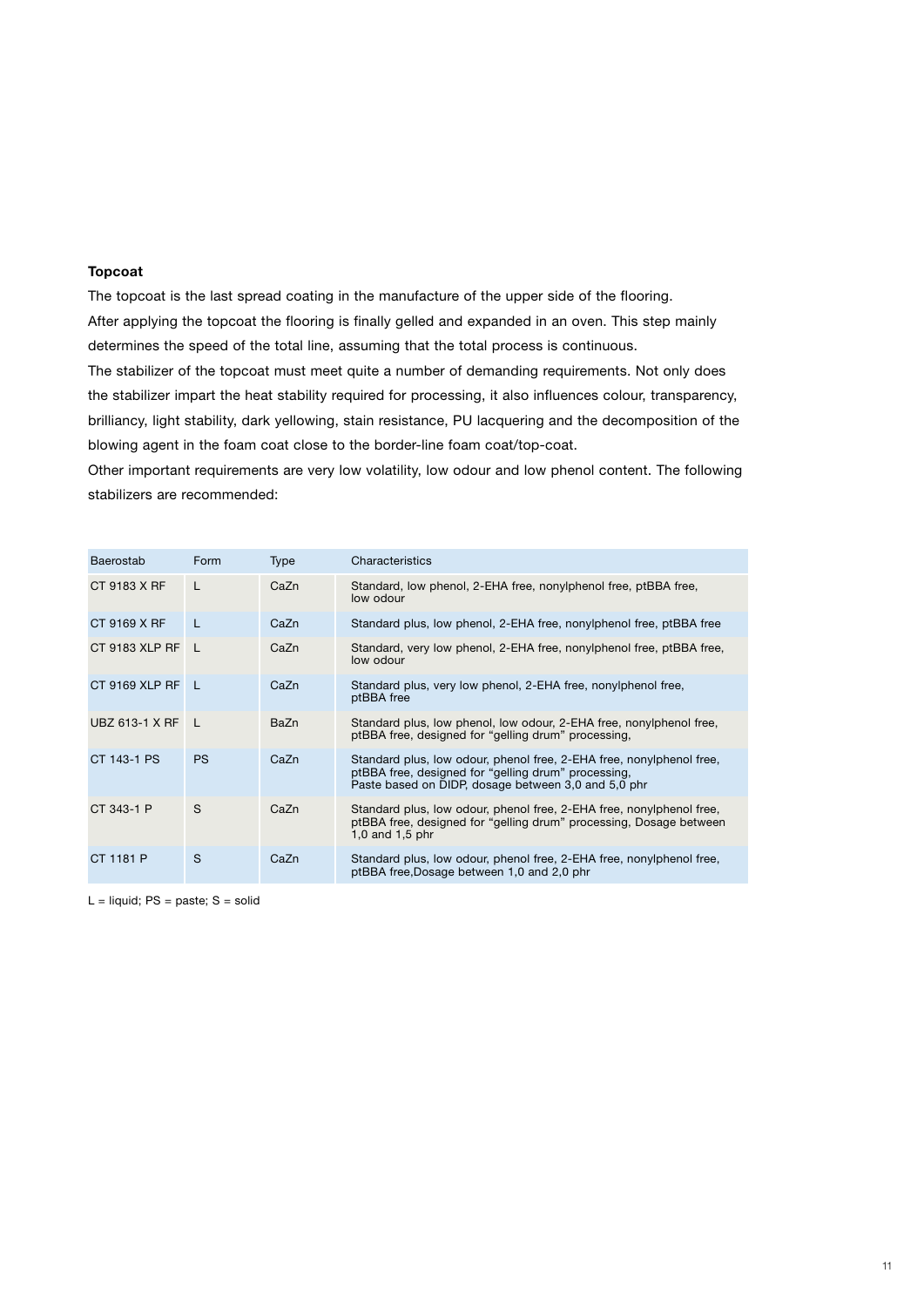### Topcoat

The topcoat is the last spread coating in the manufacture of the upper side of the flooring.
After applying the topcoat the flooring is finally gelled and expanded in an oven. This step mainly determines the speed of the total line, assuming that the total process is continuous.
The stabilizer of the topcoat must meet quite a number of demanding requirements. Not only does the stabilizer impart the heat stability required for processing, it also influences colour, transparency, brilliancy, light stability, dark yellowing, stain resistance, PU lacquering and the decomposition of the blowing agent in the foam coat close to the border-line foam coat/top-coat.
Other important requirements are very low volatility, low odour and low phenol content. The following stabilizers are recommended:

| Baerostab | Form | Type | Characteristics |
|---|---|---|---|
| CT 9183 X RF | L | CaZn | Standard, low phenol, 2-EHA free, nonylphenol free, ptBBA free, low odour |
| CT 9169 X RF | L | CaZn | Standard plus, low phenol, 2-EHA free, nonylphenol free, ptBBA free |
| CT 9183 XLP RF | L | CaZn | Standard, very low phenol, 2-EHA free, nonylphenol free, ptBBA free, low odour |
| CT 9169 XLP RF | L | CaZn | Standard plus, very low phenol, 2-EHA free, nonylphenol free, ptBBA free |
| UBZ 613-1 X RF | L | BaZn | Standard plus, low phenol, low odour, 2-EHA free, nonylphenol free, ptBBA free, designed for "gelling drum" processing, |
| CT 143-1 PS | PS | CaZn | Standard plus, low odour, phenol free, 2-EHA free, nonylphenol free, ptBBA free, designed for "gelling drum" processing, Paste based on DIDP, dosage between 3,0 and 5,0 phr |
| CT 343-1 P | S | CaZn | Standard plus, low odour, phenol free, 2-EHA free, nonylphenol free, ptBBA free, designed for "gelling drum" processing, Dosage between 1,0 and 1,5 phr |
| CT 1181 P | S | CaZn | Standard plus, low odour, phenol free, 2-EHA free, nonylphenol free, ptBBA free,Dosage between 1,0 and 2,0 phr |

L = liquid; PS = paste; S = solid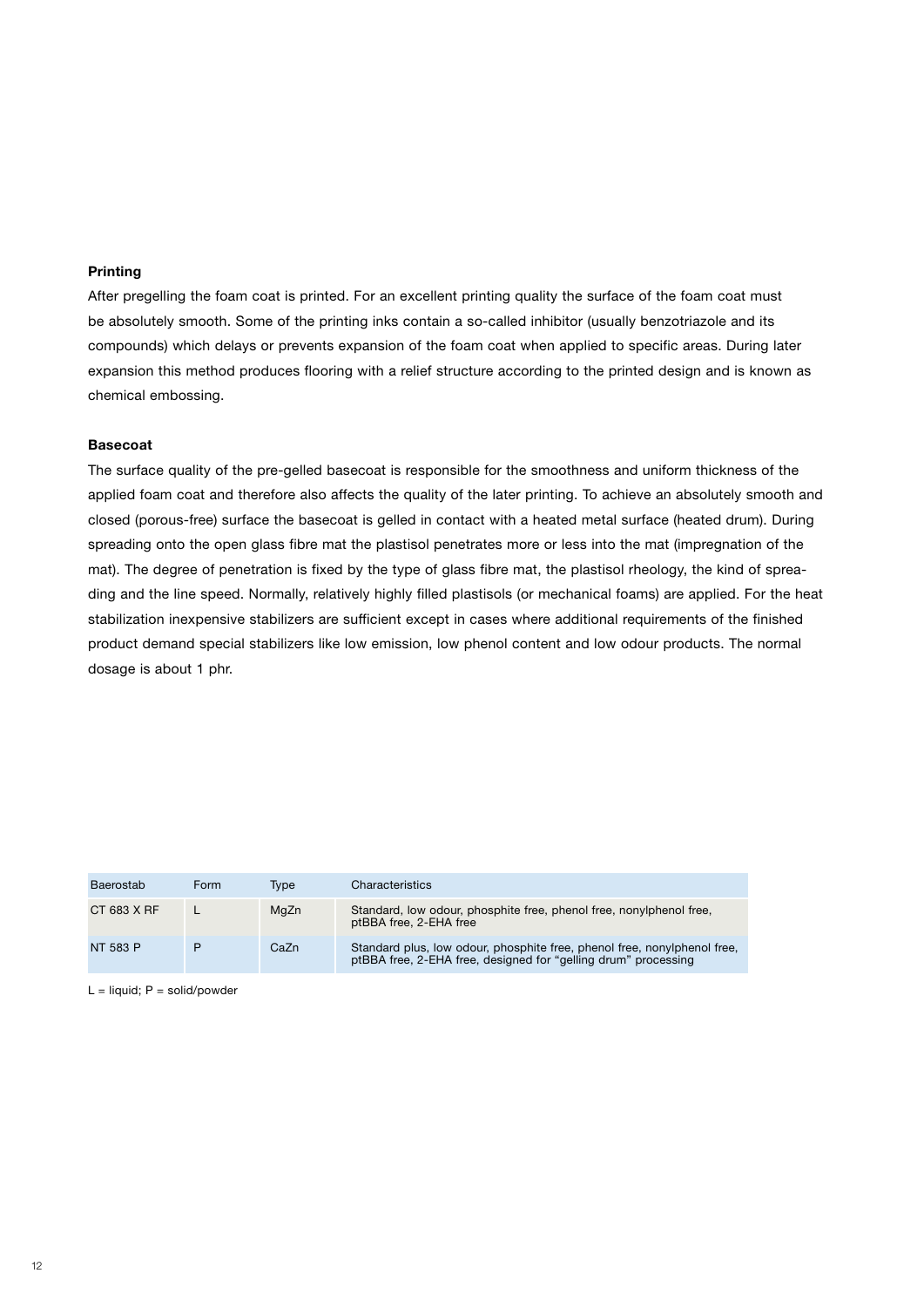### Printing

After pregelling the foam coat is printed. For an excellent printing quality the surface of the foam coat must be absolutely smooth. Some of the printing inks contain a so-called inhibitor (usually benzotriazole and its compounds) which delays or prevents expansion of the foam coat when applied to specific areas. During later expansion this method produces flooring with a relief structure according to the printed design and is known as chemical embossing.

### Basecoat

The surface quality of the pre-gelled basecoat is responsible for the smoothness and uniform thickness of the applied foam coat and therefore also affects the quality of the later printing. To achieve an absolutely smooth and closed (porous-free) surface the basecoat is gelled in contact with a heated metal surface (heated drum). During spreading onto the open glass fibre mat the plastisol penetrates more or less into the mat (impregnation of the mat). The degree of penetration is fixed by the type of glass fibre mat, the plastisol rheology, the kind of spreading and the line speed. Normally, relatively highly filled plastisols (or mechanical foams) are applied. For the heat stabilization inexpensive stabilizers are sufficient except in cases where additional requirements of the finished product demand special stabilizers like low emission, low phenol content and low odour products. The normal dosage is about 1 phr.

| Baerostab | Form | Type | Characteristics |
|---|---|---|---|
| CT 683 X RF | L | MgZn | Standard, low odour, phosphite free, phenol free, nonylphenol free, ptBBA free, 2-EHA free |
| NT 583 P | P | CaZn | Standard plus, low odour, phosphite free, phenol free, nonylphenol free, ptBBA free, 2-EHA free, designed for "gelling drum" processing |

L = liquid; P = solid/powder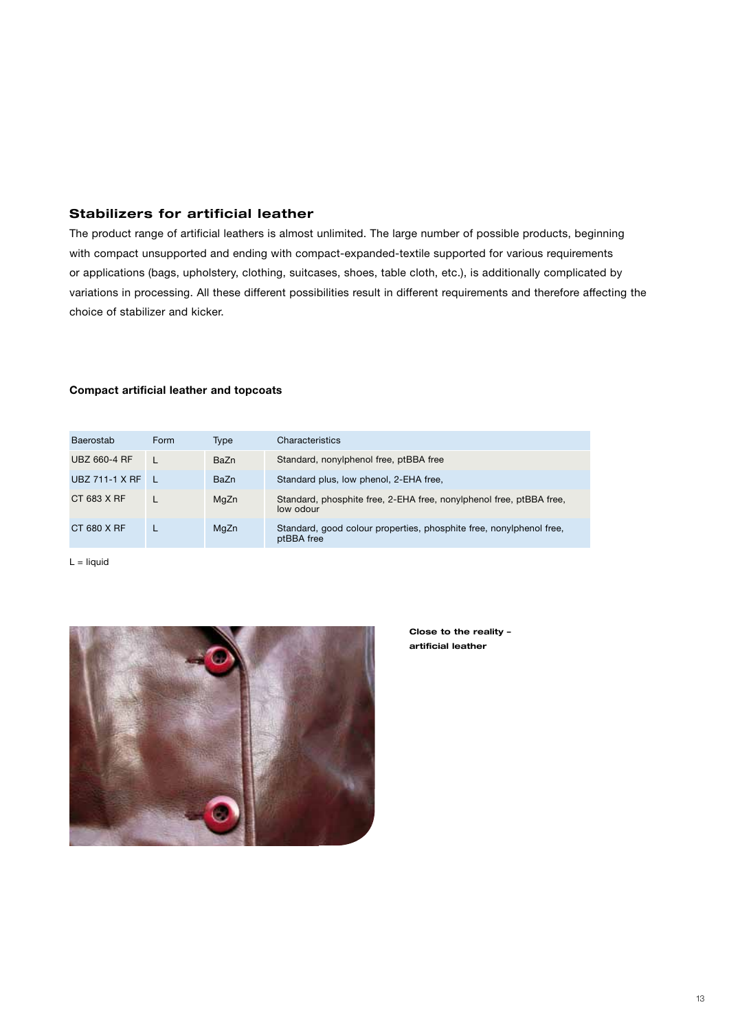## Stabilizers for artificial leather

The product range of artificial leathers is almost unlimited. The large number of possible products, beginning with compact unsupported and ending with compact-expanded-textile supported for various requirements or applications (bags, upholstery, clothing, suitcases, shoes, table cloth, etc.), is additionally complicated by variations in processing. All these different possibilities result in different requirements and therefore affecting the choice of stabilizer and kicker.

### Compact artificial leather and topcoats

| Baerostab | Form | Type | Characteristics |
|---|---|---|---|
| UBZ 660-4 RF | L | BaZn | Standard, nonylphenol free, ptBBA free |
| UBZ 711-1 X RF | L | BaZn | Standard plus, low phenol, 2-EHA free, |
| CT 683 X RF | L | MgZn | Standard, phosphite free, 2-EHA free, nonylphenol free, ptBBA free, low odour |
| CT 680 X RF | L | MgZn | Standard, good colour properties, phosphite free, nonylphenol free, ptBBA free |

L = liquid

**Close to the reality – artificial leather**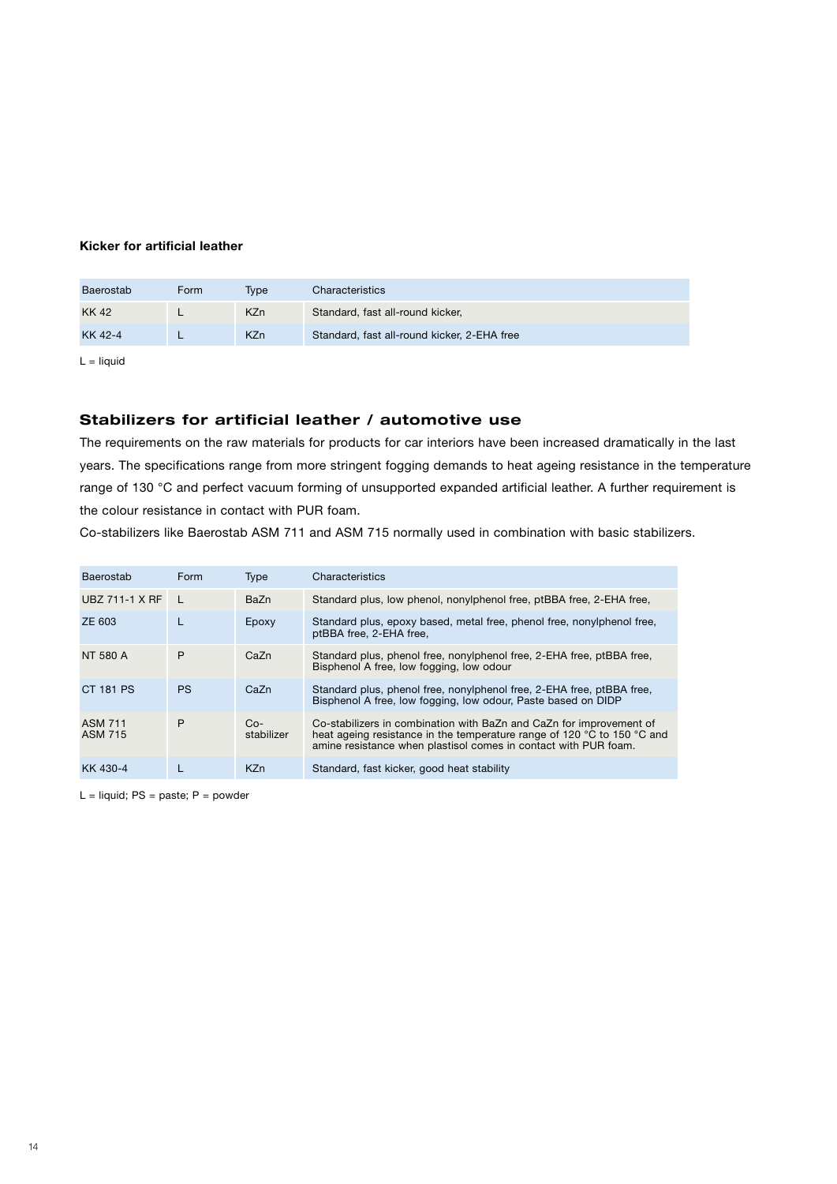**Kicker for artificial leather**

| Baerostab | Form | Type | Characteristics |
|---|---|---|---|
| KK 42 | L | KZn | Standard, fast all-round kicker, |
| KK 42-4 | L | KZn | Standard, fast all-round kicker, 2-EHA free |

L = liquid

## Stabilizers for artificial leather / automotive use

The requirements on the raw materials for products for car interiors have been increased dramatically in the last years. The specifications range from more stringent fogging demands to heat ageing resistance in the temperature range of 130 °C and perfect vacuum forming of unsupported expanded artificial leather. A further requirement is the colour resistance in contact with PUR foam.

Co-stabilizers like Baerostab ASM 711 and ASM 715 normally used in combination with basic stabilizers.

| Baerostab | Form | Type | Characteristics |
|---|---|---|---|
| UBZ 711-1 X RF | L | BaZn | Standard plus, low phenol, nonylphenol free, ptBBA free, 2-EHA free, |
| ZE 603 | L | Epoxy | Standard plus, epoxy based, metal free, phenol free, nonylphenol free, ptBBA free, 2-EHA free, |
| NT 580 A | P | CaZn | Standard plus, phenol free, nonylphenol free, 2-EHA free, ptBBA free, Bisphenol A free, low fogging, low odour |
| CT 181 PS | PS | CaZn | Standard plus, phenol free, nonylphenol free, 2-EHA free, ptBBA free, Bisphenol A free, low fogging, low odour, Paste based on DIDP |
| ASM 711<br>ASM 715 | P | Co-stabilizer | Co-stabilizers in combination with BaZn and CaZn for improvement of heat ageing resistance in the temperature range of 120 °C to 150 °C and amine resistance when plastisol comes in contact with PUR foam. |
| KK 430-4 | L | KZn | Standard, fast kicker, good heat stability |

L = liquid; PS = paste; P = powder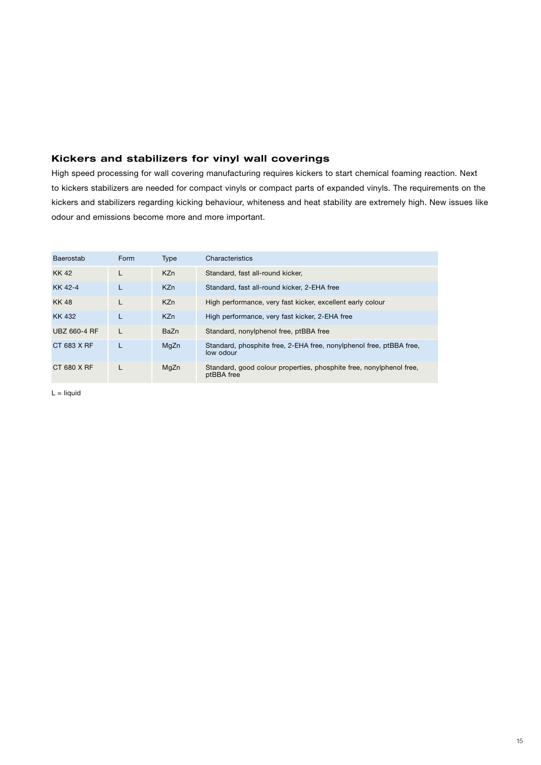## Kickers and stabilizers for vinyl wall coverings

High speed processing for wall covering manufacturing requires kickers to start chemical foaming reaction. Next to kickers stabilizers are needed for compact vinyls or compact parts of expanded vinyls. The requirements on the kickers and stabilizers regarding kicking behaviour, whiteness and heat stability are extremely high. New issues like odour and emissions become more and more important.

| Baerostab | Form | Type | Characteristics |
|---|---|---|---|
| KK 42 | L | KZn | Standard, fast all-round kicker, |
| KK 42-4 | L | KZn | Standard, fast all-round kicker, 2-EHA free |
| KK 48 | L | KZn | High performance, very fast kicker, excellent early colour |
| KK 432 | L | KZn | High performance, very fast kicker, 2-EHA free |
| UBZ 660-4 RF | L | BaZn | Standard, nonylphenol free, ptBBA free |
| CT 683 X RF | L | MgZn | Standard, phosphite free, 2-EHA free, nonylphenol free, ptBBA free, low odour |
| CT 680 X RF | L | MgZn | Standard, good colour properties, phosphite free, nonylphenol free, ptBBA free |

L = liquid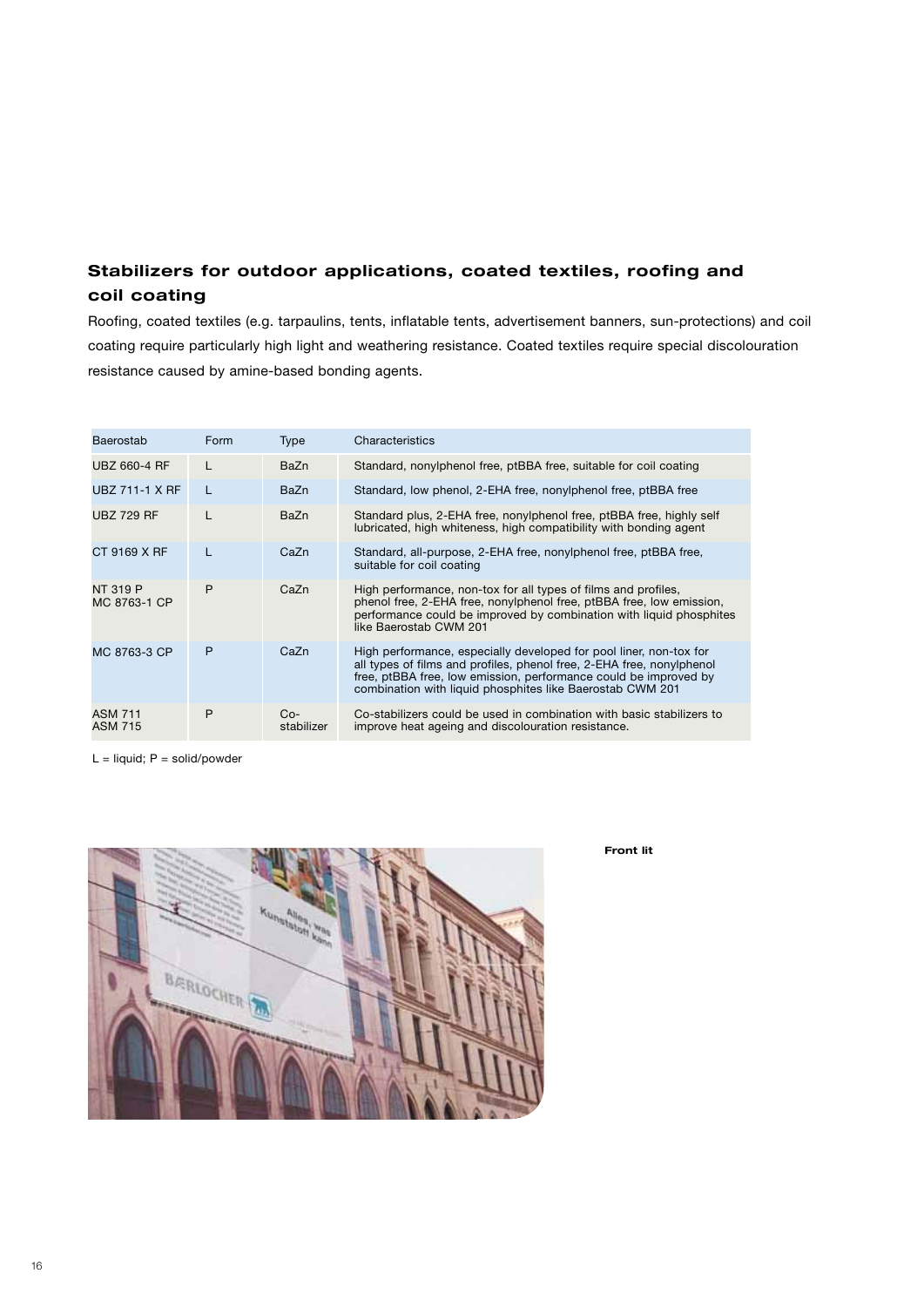## Stabilizers for outdoor applications, coated textiles, roofing and coil coating

Roofing, coated textiles (e.g. tarpaulins, tents, inflatable tents, advertisement banners, sun-protections) and coil coating require particularly high light and weathering resistance. Coated textiles require special discolouration resistance caused by amine-based bonding agents.

| Baerostab | Form | Type | Characteristics |
|---|---|---|---|
| UBZ 660-4 RF | L | BaZn | Standard, nonylphenol free, ptBBA free, suitable for coil coating |
| UBZ 711-1 X RF | L | BaZn | Standard, low phenol, 2-EHA free, nonylphenol free, ptBBA free |
| UBZ 729 RF | L | BaZn | Standard plus, 2-EHA free, nonylphenol free, ptBBA free, highly self lubricated, high whiteness, high compatibility with bonding agent |
| CT 9169 X RF | L | CaZn | Standard, all-purpose, 2-EHA free, nonylphenol free, ptBBA free, suitable for coil coating |
| NT 319 P<br>MC 8763-1 CP | P | CaZn | High performance, non-tox for all types of films and profiles, phenol free, 2-EHA free, nonylphenol free, ptBBA free, low emission, performance could be improved by combination with liquid phosphites like Baerostab CWM 201 |
| MC 8763-3 CP | P | CaZn | High performance, especially developed for pool liner, non-tox for all types of films and profiles, phenol free, 2-EHA free, nonylphenol free, ptBBA free, low emission, performance could be improved by combination with liquid phosphites like Baerostab CWM 201 |
| ASM 711<br>ASM 715 | P | Co-stabilizer | Co-stabilizers could be used in combination with basic stabilizers to improve heat ageing and discolouration resistance. |

L = liquid; P = solid/powder

**Front lit**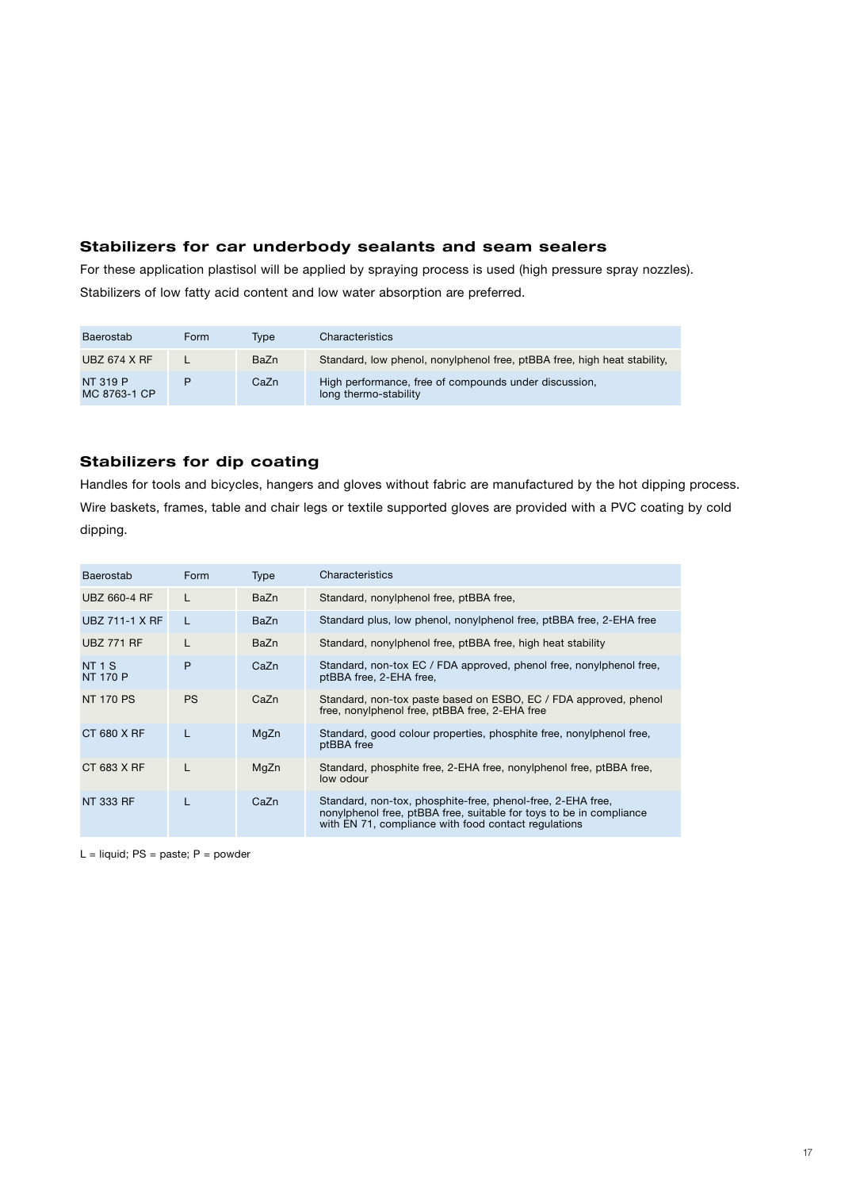## Stabilizers for car underbody sealants and seam sealers

For these application plastisol will be applied by spraying process is used (high pressure spray nozzles). Stabilizers of low fatty acid content and low water absorption are preferred.

| Baerostab | Form | Type | Characteristics |
|---|---|---|---|
| UBZ 674 X RF | L | BaZn | Standard, low phenol, nonylphenol free, ptBBA free, high heat stability, |
| NT 319 P<br>MC 8763-1 CP | P | CaZn | High performance, free of compounds under discussion, long thermo-stability |

## Stabilizers for dip coating

Handles for tools and bicycles, hangers and gloves without fabric are manufactured by the hot dipping process. Wire baskets, frames, table and chair legs or textile supported gloves are provided with a PVC coating by cold dipping.

| Baerostab | Form | Type | Characteristics |
|---|---|---|---|
| UBZ 660-4 RF | L | BaZn | Standard, nonylphenol free, ptBBA free, |
| UBZ 711-1 X RF | L | BaZn | Standard plus, low phenol, nonylphenol free, ptBBA free, 2-EHA free |
| UBZ 771 RF | L | BaZn | Standard, nonylphenol free, ptBBA free, high heat stability |
| NT 1 S<br>NT 170 P | P | CaZn | Standard, non-tox EC / FDA approved, phenol free, nonylphenol free, ptBBA free, 2-EHA free, |
| NT 170 PS | PS | CaZn | Standard, non-tox paste based on ESBO, EC / FDA approved, phenol free, nonylphenol free, ptBBA free, 2-EHA free |
| CT 680 X RF | L | MgZn | Standard, good colour properties, phosphite free, nonylphenol free, ptBBA free |
| CT 683 X RF | L | MgZn | Standard, phosphite free, 2-EHA free, nonylphenol free, ptBBA free, low odour |
| NT 333 RF | L | CaZn | Standard, non-tox, phosphite-free, phenol-free, 2-EHA free, nonylphenol free, ptBBA free, suitable for toys to be in compliance with EN 71, compliance with food contact regulations |

L = liquid; PS = paste; P = powder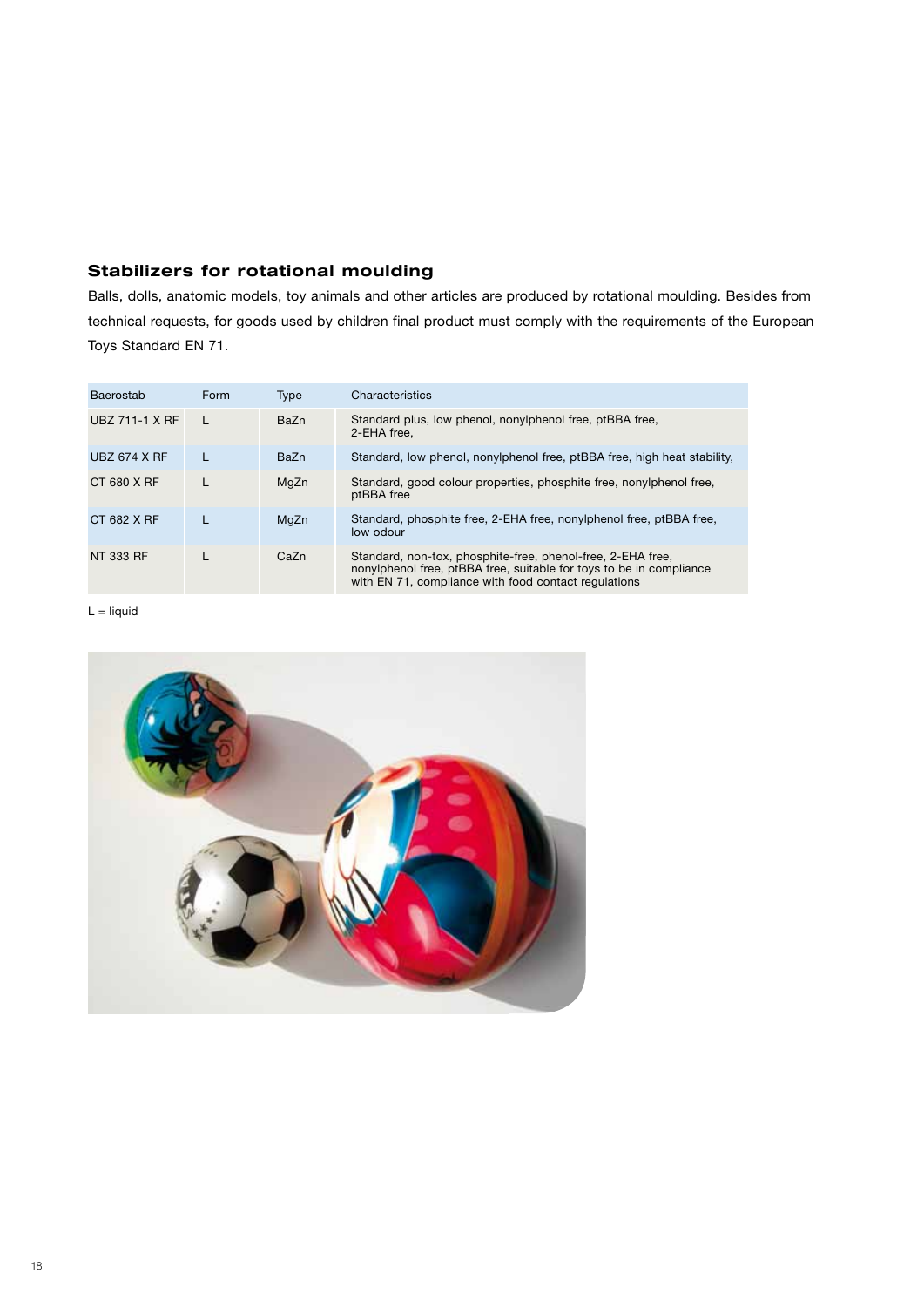## Stabilizers for rotational moulding

Balls, dolls, anatomic models, toy animals and other articles are produced by rotational moulding. Besides from technical requests, for goods used by children final product must comply with the requirements of the European Toys Standard EN 71.

| Baerostab | Form | Type | Characteristics |
|---|---|---|---|
| UBZ 711-1 X RF | L | BaZn | Standard plus, low phenol, nonylphenol free, ptBBA free, 2-EHA free, |
| UBZ 674 X RF | L | BaZn | Standard, low phenol, nonylphenol free, ptBBA free, high heat stability, |
| CT 680 X RF | L | MgZn | Standard, good colour properties, phosphite free, nonylphenol free, ptBBA free |
| CT 682 X RF | L | MgZn | Standard, phosphite free, 2-EHA free, nonylphenol free, ptBBA free, low odour |
| NT 333 RF | L | CaZn | Standard, non-tox, phosphite-free, phenol-free, 2-EHA free, nonylphenol free, ptBBA free, suitable for toys to be in compliance with EN 71, compliance with food contact regulations |

L = liquid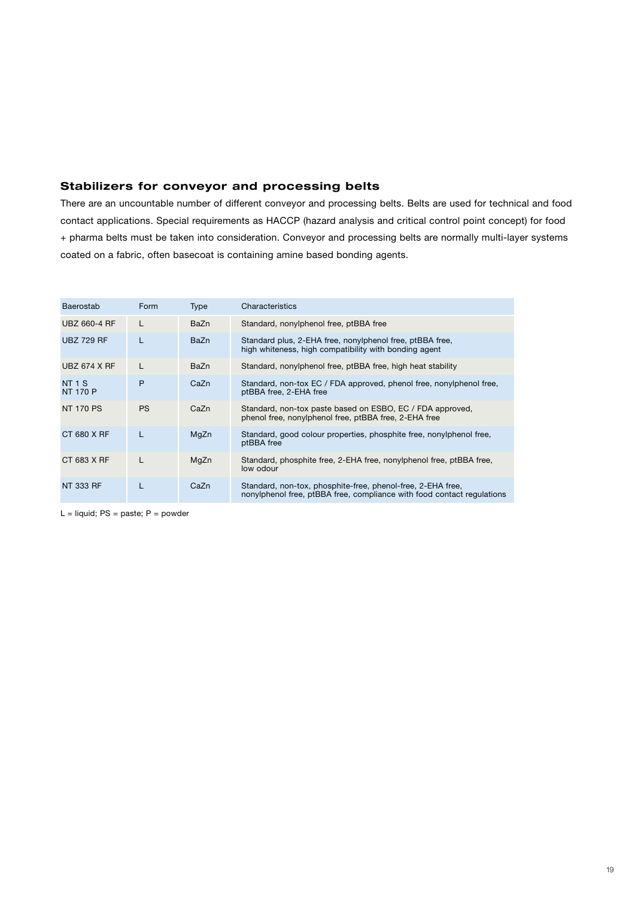## Stabilizers for conveyor and processing belts

There are an uncountable number of different conveyor and processing belts. Belts are used for technical and food contact applications. Special requirements as HACCP (hazard analysis and critical control point concept) for food + pharma belts must be taken into consideration. Conveyor and processing belts are normally multi-layer systems coated on a fabric, often basecoat is containing amine based bonding agents.

| Baerostab | Form | Type | Characteristics |
|---|---|---|---|
| UBZ 660-4 RF | L | BaZn | Standard, nonylphenol free, ptBBA free |
| UBZ 729 RF | L | BaZn | Standard plus, 2-EHA free, nonylphenol free, ptBBA free, high whiteness, high compatibility with bonding agent |
| UBZ 674 X RF | L | BaZn | Standard, nonylphenol free, ptBBA free, high heat stability |
| NT 1 S<br>NT 170 P | P | CaZn | Standard, non-tox EC / FDA approved, phenol free, nonylphenol free, ptBBA free, 2-EHA free |
| NT 170 PS | PS | CaZn | Standard, non-tox paste based on ESBO, EC / FDA approved, phenol free, nonylphenol free, ptBBA free, 2-EHA free |
| CT 680 X RF | L | MgZn | Standard, good colour properties, phosphite free, nonylphenol free, ptBBA free |
| CT 683 X RF | L | MgZn | Standard, phosphite free, 2-EHA free, nonylphenol free, ptBBA free, low odour |
| NT 333 RF | L | CaZn | Standard, non-tox, phosphite-free, phenol-free, 2-EHA free, nonylphenol free, ptBBA free, compliance with food contact regulations |

L = liquid; PS = paste; P = powder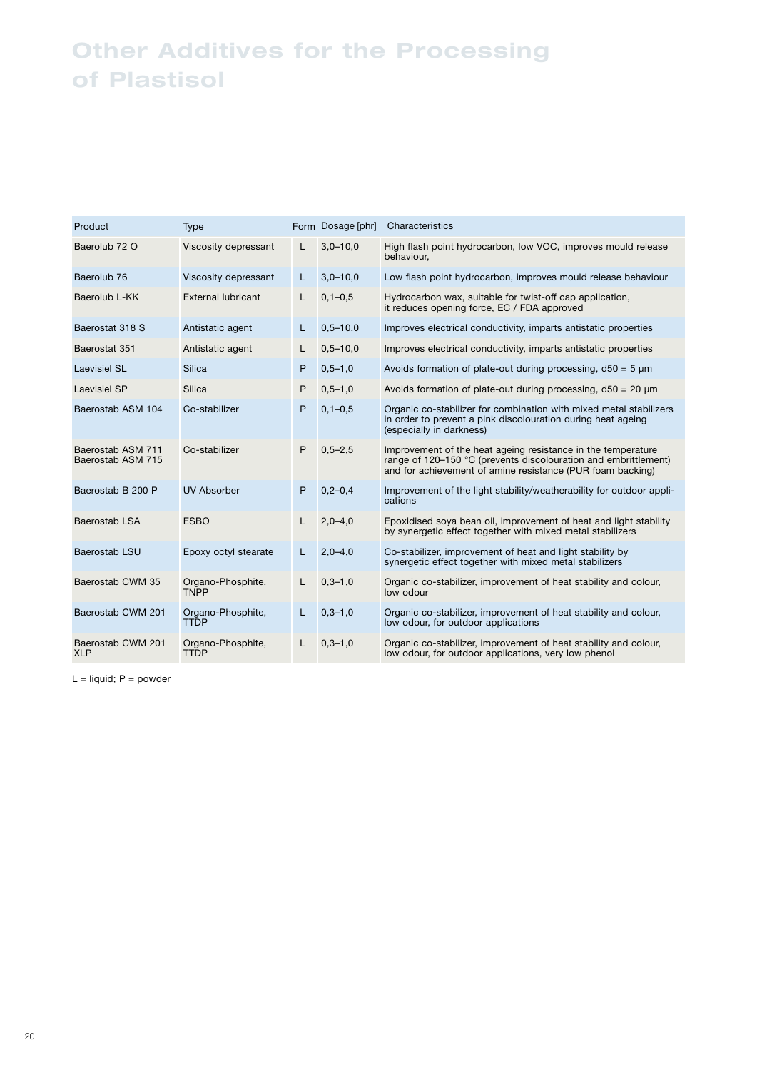# Other Additives for the Processing of Plastisol

| Product | Type | Form | Dosage [phr] | Characteristics |
| --- | --- | --- | --- | --- |
| Baerolub 72 O | Viscosity depressant | L | 3,0–10,0 | High flash point hydrocarbon, low VOC, improves mould release behaviour, |
| Baerolub 76 | Viscosity depressant | L | 3,0–10,0 | Low flash point hydrocarbon, improves mould release behaviour |
| Baerolub L-KK | External lubricant | L | 0,1–0,5 | Hydrocarbon wax, suitable for twist-off cap application, it reduces opening force, EC / FDA approved |
| Baerostat 318 S | Antistatic agent | L | 0,5–10,0 | Improves electrical conductivity, imparts antistatic properties |
| Baerostat 351 | Antistatic agent | L | 0,5–10,0 | Improves electrical conductivity, imparts antistatic properties |
| Laevisiel SL | Silica | P | 0,5–1,0 | Avoids formation of plate-out during processing, d50 = 5 µm |
| Laevisiel SP | Silica | P | 0,5–1,0 | Avoids formation of plate-out during processing, d50 = 20 µm |
| Baerostab ASM 104 | Co-stabilizer | P | 0,1–0,5 | Organic co-stabilizer for combination with mixed metal stabilizers in order to prevent a pink discolouration during heat ageing (especially in darkness) |
| Baerostab ASM 711<br>Baerostab ASM 715 | Co-stabilizer | P | 0,5–2,5 | Improvement of the heat ageing resistance in the temperature range of 120–150 °C (prevents discolouration and embrittlement) and for achievement of amine resistance (PUR foam backing) |
| Baerostab B 200 P | UV Absorber | P | 0,2–0,4 | Improvement of the light stability/weatherability for outdoor applications |
| Baerostab LSA | ESBO | L | 2,0–4,0 | Epoxidised soya bean oil, improvement of heat and light stability by synergetic effect together with mixed metal stabilizers |
| Baerostab LSU | Epoxy octyl stearate | L | 2,0–4,0 | Co-stabilizer, improvement of heat and light stability by synergetic effect together with mixed metal stabilizers |
| Baerostab CWM 35 | Organo-Phosphite, TNPP | L | 0,3–1,0 | Organic co-stabilizer, improvement of heat stability and colour, low odour |
| Baerostab CWM 201 | Organo-Phosphite, TTDP | L | 0,3–1,0 | Organic co-stabilizer, improvement of heat stability and colour, low odour, for outdoor applications |
| Baerostab CWM 201 XLP | Organo-Phosphite, TTDP | L | 0,3–1,0 | Organic co-stabilizer, improvement of heat stability and colour, low odour, for outdoor applications, very low phenol |

L = liquid; P = powder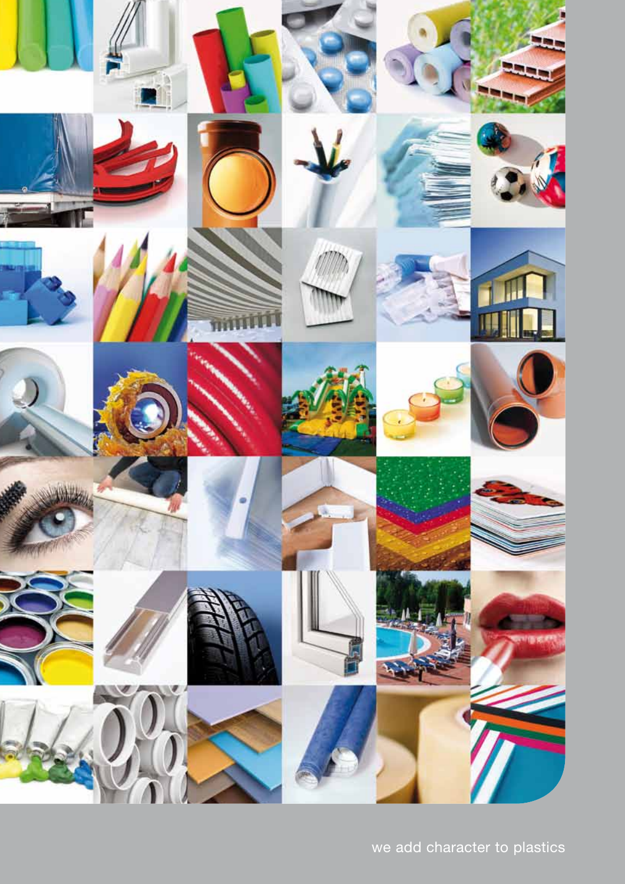we add character to plastics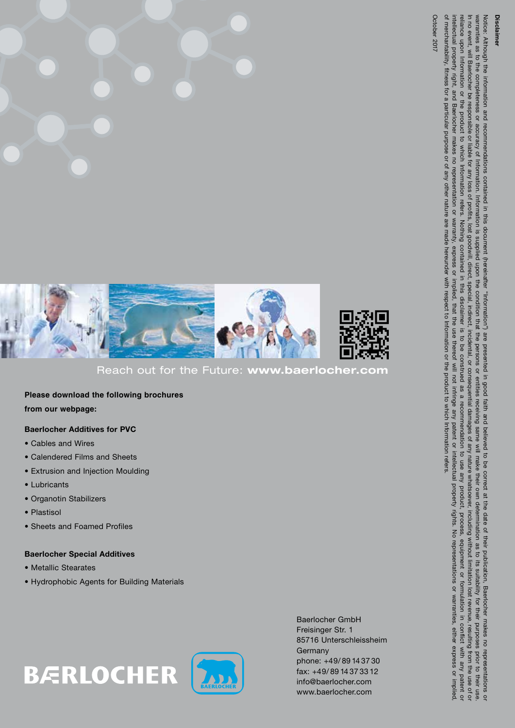Reach out for the Future: **www.baerlocher.com**

**Please download the following brochures from our webpage:**

**Baerlocher Additives for PVC**

- Cables and Wires
- Calendered Films and Sheets
- Extrusion and Injection Moulding
- Lubricants
- Organotin Stabilizers
- Plastisol
- Sheets and Foamed Profiles

**Baerlocher Special Additives**

- Metallic Stearates
- Hydrophobic Agents for Building Materials

BÆRLOCHER

Baerlocher GmbH
Freisinger Str. 1
85716 Unterschleissheim
Germany
phone: +49/ 89 14 37 30
fax: +49/ 89 14 37 33 12
info@baerlocher.com
www.baerlocher.com

**Disclaimer**

Notice: Although the information and recommendations contained in this document (hereinafter "Information") are presented in good faith and believed to be correct at the date of their publication, Baerlocher makes no representations or warranties as to the completeness or accuracy of Information. Information is supplied upon the condition that the persons or entities receiving same will make their own determination as to its suitability for their purposes prior to their use. In no event, will Baerlocher be responsible or liable for any loss of profits, lost goodwill, direct, special, indirect, incidental, or consequential damages of any nature whatsoever, including without limitation lost revenue, resulting from the use of or reliance upon Information or the product to which Information refers. Nothing contained in this disclaimer is to be construed as a recommendation to use any product, process, equipment or formulation in conflict with any patent or intellectual property right, and Baerlocher makes no representation or warranty, express or implied, that the use thereof will not infringe any patent or intellectual property rights. No representations or warranties, either express or implied, of merchantability, fitness for a particular purpose or of any other nature are made hereunder with respect to Information or the product to which Information refers.

October 2017